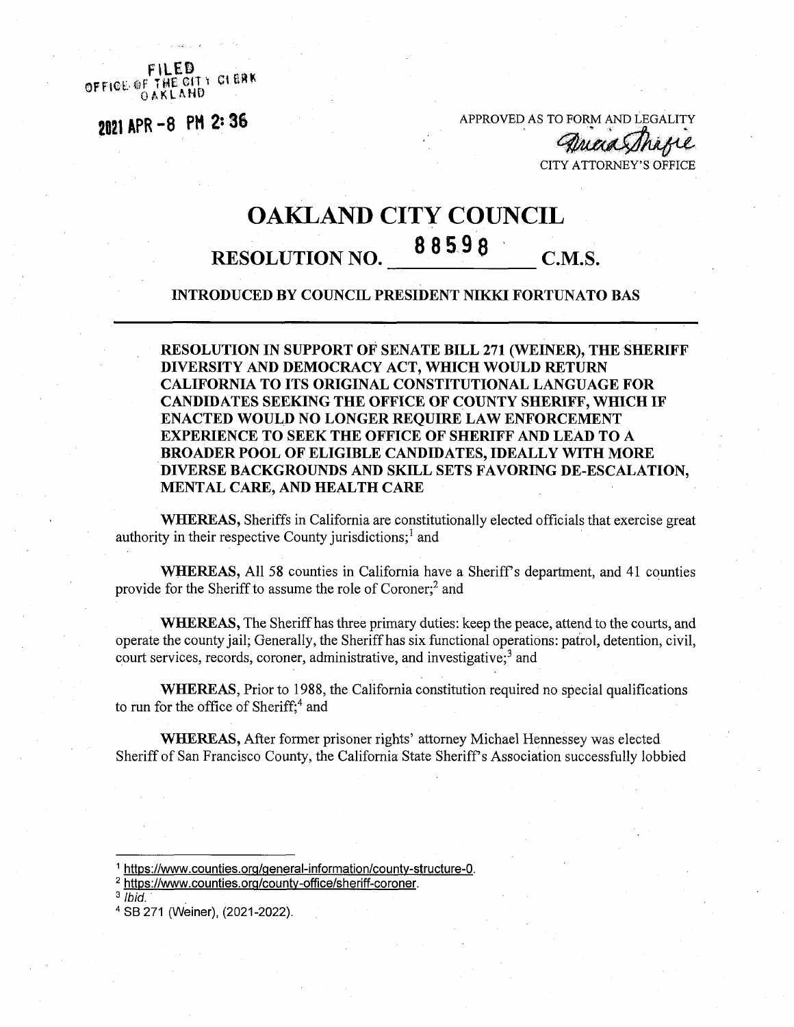FILED
OFFICE OF THE CITY CLERK
OAKLAND

2021 APR -8 PM 2:36

APPROVED AS TO FORM AND LEGALITY

CITY ATTORNEY'S OFFICE

# OAKLAND CITY COUNCIL

## RESOLUTION NO. 88598 C.M.S.

**INTRODUCED BY COUNCIL PRESIDENT NIKKI FORTUNATO BAS**

---

**RESOLUTION IN SUPPORT OF SENATE BILL 271 (WEINER), THE SHERIFF DIVERSITY AND DEMOCRACY ACT, WHICH WOULD RETURN CALIFORNIA TO ITS ORIGINAL CONSTITUTIONAL LANGUAGE FOR CANDIDATES SEEKING THE OFFICE OF COUNTY SHERIFF, WHICH IF ENACTED WOULD NO LONGER REQUIRE LAW ENFORCEMENT EXPERIENCE TO SEEK THE OFFICE OF SHERIFF AND LEAD TO A BROADER POOL OF ELIGIBLE CANDIDATES, IDEALLY WITH MORE DIVERSE BACKGROUNDS AND SKILL SETS FAVORING DE-ESCALATION, MENTAL CARE, AND HEALTH CARE**

**WHEREAS,** Sheriffs in California are constitutionally elected officials that exercise great authority in their respective County jurisdictions;[1] and

**WHEREAS,** All 58 counties in California have a Sheriff's department, and 41 counties provide for the Sheriff to assume the role of Coroner;[2] and

**WHEREAS,** The Sheriff has three primary duties: keep the peace, attend to the courts, and operate the county jail; Generally, the Sheriff has six functional operations: patrol, detention, civil, court services, records, coroner, administrative, and investigative;[3] and

**WHEREAS,** Prior to 1988, the California constitution required no special qualifications to run for the office of Sheriff;[4] and

**WHEREAS,** After former prisoner rights' attorney Michael Hennessey was elected Sheriff of San Francisco County, the California State Sheriff's Association successfully lobbied

---

[1] https://www.counties.org/general-information/county-structure-0.

[2] https://www.counties.org/county-office/sheriff-coroner.

[3] *Ibid.*

[4] SB 271 (Weiner), (2021-2022).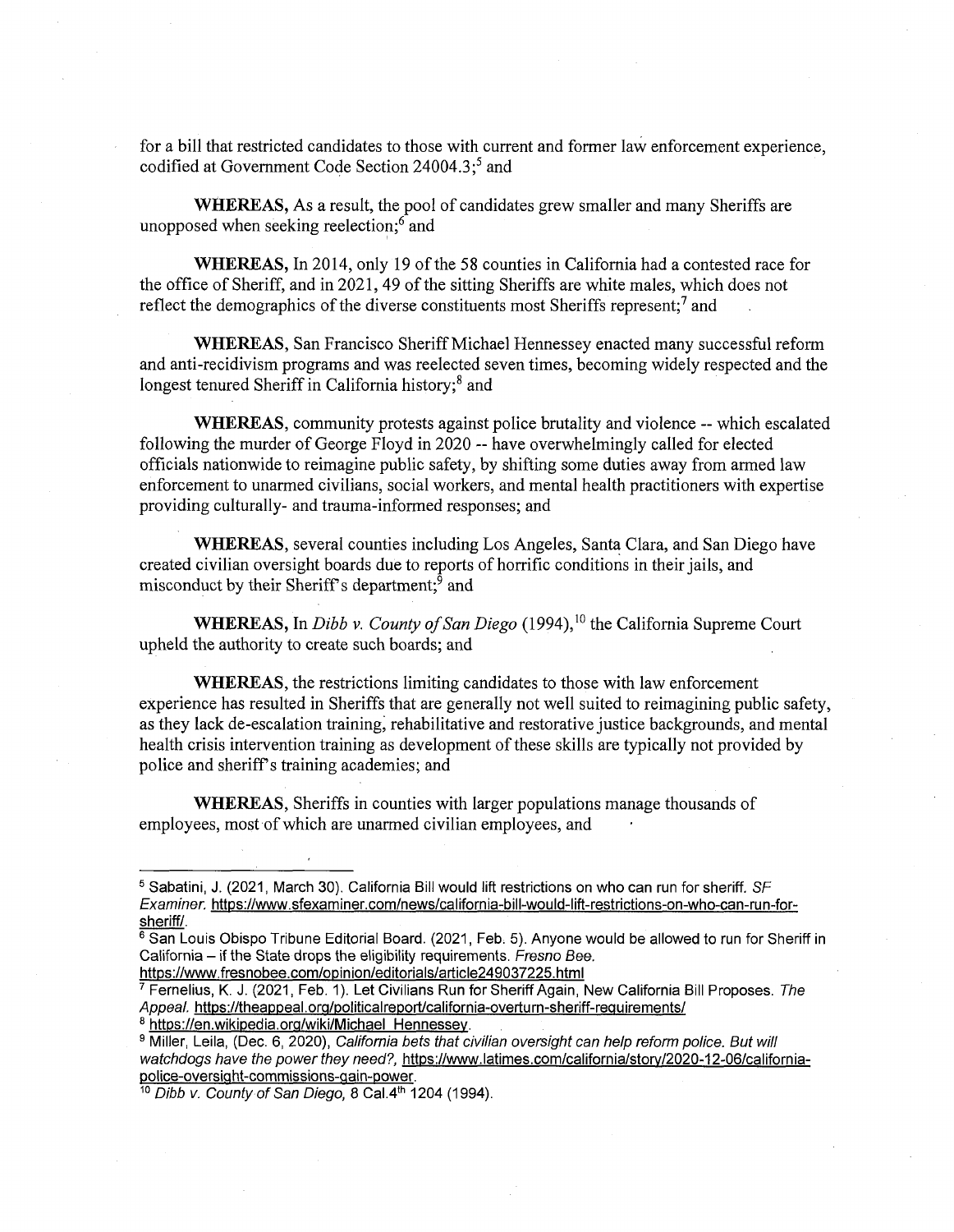for a bill that restricted candidates to those with current and former law enforcement experience, codified at Government Code Section 24004.3;[5] and

**WHEREAS,** As a result, the pool of candidates grew smaller and many Sheriffs are unopposed when seeking reelection;[6] and

**WHEREAS,** In 2014, only 19 of the 58 counties in California had a contested race for the office of Sheriff, and in 2021, 49 of the sitting Sheriffs are white males, which does not reflect the demographics of the diverse constituents most Sheriffs represent;[7] and

**WHEREAS,** San Francisco Sheriff Michael Hennessey enacted many successful reform and anti-recidivism programs and was reelected seven times, becoming widely respected and the longest tenured Sheriff in California history;[8] and

**WHEREAS,** community protests against police brutality and violence -- which escalated following the murder of George Floyd in 2020 -- have overwhelmingly called for elected officials nationwide to reimagine public safety, by shifting some duties away from armed law enforcement to unarmed civilians, social workers, and mental health practitioners with expertise providing culturally- and trauma-informed responses; and

**WHEREAS,** several counties including Los Angeles, Santa Clara, and San Diego have created civilian oversight boards due to reports of horrific conditions in their jails, and misconduct by their Sheriff's department;[9] and

**WHEREAS,** In *Dibb v. County of San Diego* (1994),[10] the California Supreme Court upheld the authority to create such boards; and

**WHEREAS,** the restrictions limiting candidates to those with law enforcement experience has resulted in Sheriffs that are generally not well suited to reimagining public safety, as they lack de-escalation training, rehabilitative and restorative justice backgrounds, and mental health crisis intervention training as development of these skills are typically not provided by police and sheriff's training academies; and

**WHEREAS,** Sheriffs in counties with larger populations manage thousands of employees, most of which are unarmed civilian employees, and

---

[5] Sabatini, J. (2021, March 30). California Bill would lift restrictions on who can run for sheriff. *SF Examiner.* https://www.sfexaminer.com/news/california-bill-would-lift-restrictions-on-who-can-run-for-sheriff/.

[6] San Luis Obispo Tribune Editorial Board. (2021, Feb. 5). Anyone would be allowed to run for Sheriff in California – if the State drops the eligibility requirements. *Fresno Bee.* https://www.fresnobee.com/opinion/editorials/article249037225.html

[7] Fernelius, K. J. (2021, Feb. 1). Let Civilians Run for Sheriff Again, New California Bill Proposes. *The Appeal.* https://theappeal.org/politicalreport/california-overturn-sheriff-requirements/

[8] https://en.wikipedia.org/wiki/Michael_Hennessey.

[9] Miller, Leila, (Dec. 6, 2020), *California bets that civilian oversight can help reform police. But will watchdogs have the power they need?,* https://www.latimes.com/california/story/2020-12-06/california-police-oversight-commissions-gain-power.

[10] *Dibb v. County of San Diego,* 8 Cal.4th 1204 (1994).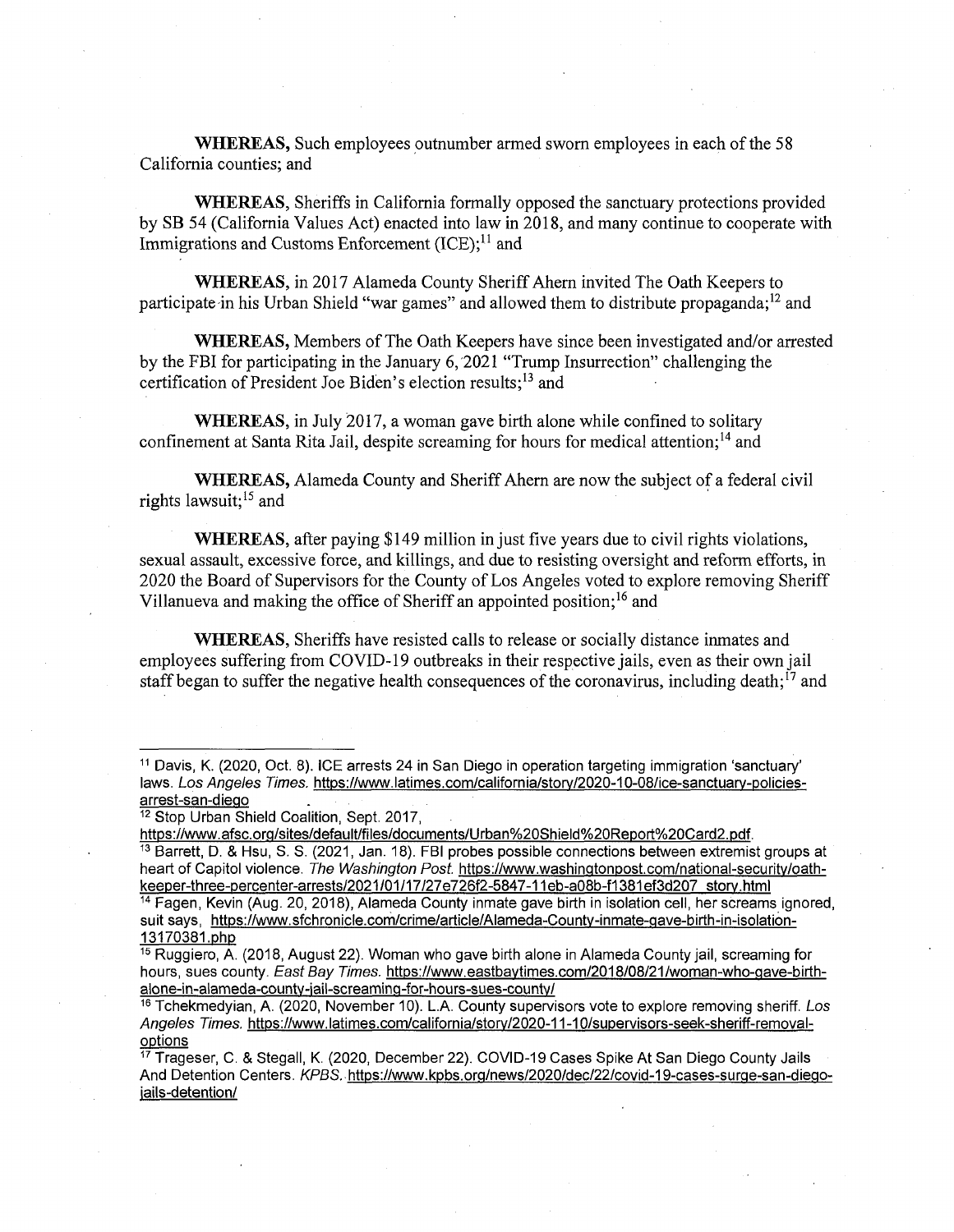**WHEREAS,** Such employees outnumber armed sworn employees in each of the 58 California counties; and

**WHEREAS,** Sheriffs in California formally opposed the sanctuary protections provided by SB 54 (California Values Act) enacted into law in 2018, and many continue to cooperate with Immigrations and Customs Enforcement (ICE);[11] and

**WHEREAS,** in 2017 Alameda County Sheriff Ahern invited The Oath Keepers to participate in his Urban Shield "war games" and allowed them to distribute propaganda;[12] and

**WHEREAS,** Members of The Oath Keepers have since been investigated and/or arrested by the FBI for participating in the January 6, 2021 "Trump Insurrection" challenging the certification of President Joe Biden's election results;[13] and

**WHEREAS,** in July 2017, a woman gave birth alone while confined to solitary confinement at Santa Rita Jail, despite screaming for hours for medical attention;[14] and

**WHEREAS,** Alameda County and Sheriff Ahern are now the subject of a federal civil rights lawsuit;[15] and

**WHEREAS,** after paying $149 million in just five years due to civil rights violations, sexual assault, excessive force, and killings, and due to resisting oversight and reform efforts, in 2020 the Board of Supervisors for the County of Los Angeles voted to explore removing Sheriff Villanueva and making the office of Sheriff an appointed position;[16] and

**WHEREAS,** Sheriffs have resisted calls to release or socially distance inmates and employees suffering from COVID-19 outbreaks in their respective jails, even as their own jail staff began to suffer the negative health consequences of the coronavirus, including death;[17] and

---

[11] Davis, K. (2020, Oct. 8). ICE arrests 24 in San Diego in operation targeting immigration 'sanctuary' laws. *Los Angeles Times.* https://www.latimes.com/california/story/2020-10-08/ice-sanctuary-policies-arrest-san-diego

[12] Stop Urban Shield Coalition, Sept. 2017, https://www.afsc.org/sites/default/files/documents/Urban%20Shield%20Report%20Card2.pdf.

[13] Barrett, D. & Hsu, S. S. (2021, Jan. 18). FBI probes possible connections between extremist groups at heart of Capitol violence. *The Washington Post.* https://www.washingtonpost.com/national-security/oath-keeper-three-percenter-arrests/2021/01/17/27e726f2-5847-11eb-a08b-f1381ef3d207_story.html

[14] Fagen, Kevin (Aug. 20, 2018), Alameda County inmate gave birth in isolation cell, her screams ignored, suit says, https://www.sfchronicle.com/crime/article/Alameda-County-inmate-gave-birth-in-isolation-13170381.php

[15] Ruggiero, A. (2018, August 22). Woman who gave birth alone in Alameda County jail, screaming for hours, sues county. *East Bay Times.* https://www.eastbaytimes.com/2018/08/21/woman-who-gave-birth-alone-in-alameda-county-jail-screaming-for-hours-sues-county/

[16] Tchekmedyian, A. (2020, November 10). L.A. County supervisors vote to explore removing sheriff. *Los Angeles Times.* https://www.latimes.com/california/story/2020-11-10/supervisors-seek-sheriff-removal-options

[17] Trageser, C. & Stegall, K. (2020, December 22). COVID-19 Cases Spike At San Diego County Jails And Detention Centers. *KPBS.* https://www.kpbs.org/news/2020/dec/22/covid-19-cases-surge-san-diego-jails-detention/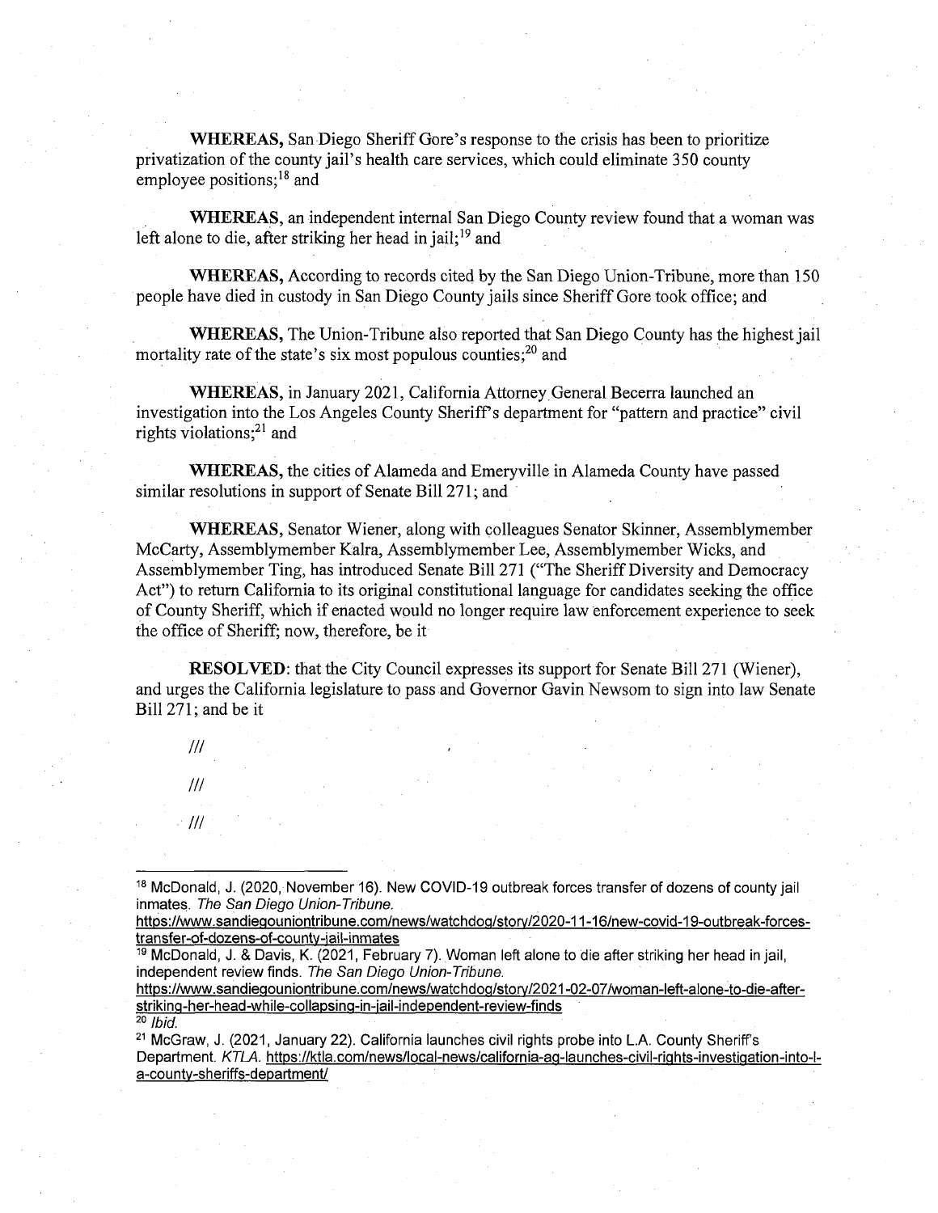**WHEREAS,** San Diego Sheriff Gore's response to the crisis has been to prioritize privatization of the county jail's health care services, which could eliminate 350 county employee positions;[18] and

**WHEREAS,** an independent internal San Diego County review found that a woman was left alone to die, after striking her head in jail;[19] and

**WHEREAS,** According to records cited by the San Diego Union-Tribune, more than 150 people have died in custody in San Diego County jails since Sheriff Gore took office; and

**WHEREAS,** The Union-Tribune also reported that San Diego County has the highest jail mortality rate of the state's six most populous counties;[20] and

**WHEREAS,** in January 2021, California Attorney General Becerra launched an investigation into the Los Angeles County Sheriff's department for "pattern and practice" civil rights violations;[21] and

**WHEREAS,** the cities of Alameda and Emeryville in Alameda County have passed similar resolutions in support of Senate Bill 271; and

**WHEREAS,** Senator Wiener, along with colleagues Senator Skinner, Assemblymember McCarty, Assemblymember Kalra, Assemblymember Lee, Assemblymember Wicks, and Assemblymember Ting, has introduced Senate Bill 271 ("The Sheriff Diversity and Democracy Act") to return California to its original constitutional language for candidates seeking the office of County Sheriff, which if enacted would no longer require law enforcement experience to seek the office of Sheriff; now, therefore, be it

**RESOLVED**: that the City Council expresses its support for Senate Bill 271 (Wiener), and urges the California legislature to pass and Governor Gavin Newsom to sign into law Senate Bill 271; and be it

///

///

///

---

[18] McDonald, J. (2020, November 16). New COVID-19 outbreak forces transfer of dozens of county jail inmates. *The San Diego Union-Tribune.* https://www.sandiegouniontribune.com/news/watchdog/story/2020-11-16/new-covid-19-outbreak-forces-transfer-of-dozens-of-county-jail-inmates

[19] McDonald, J. & Davis, K. (2021, February 7). Woman left alone to die after striking her head in jail, independent review finds. *The San Diego Union-Tribune.* https://www.sandiegouniontribune.com/news/watchdog/story/2021-02-07/woman-left-alone-to-die-after-striking-her-head-while-collapsing-in-jail-independent-review-finds

[20] *Ibid.*

[21] McGraw, J. (2021, January 22). California launches civil rights probe into L.A. County Sheriff's Department. *KTLA.* https://ktla.com/news/local-news/california-ag-launches-civil-rights-investigation-into-l-a-county-sheriffs-department/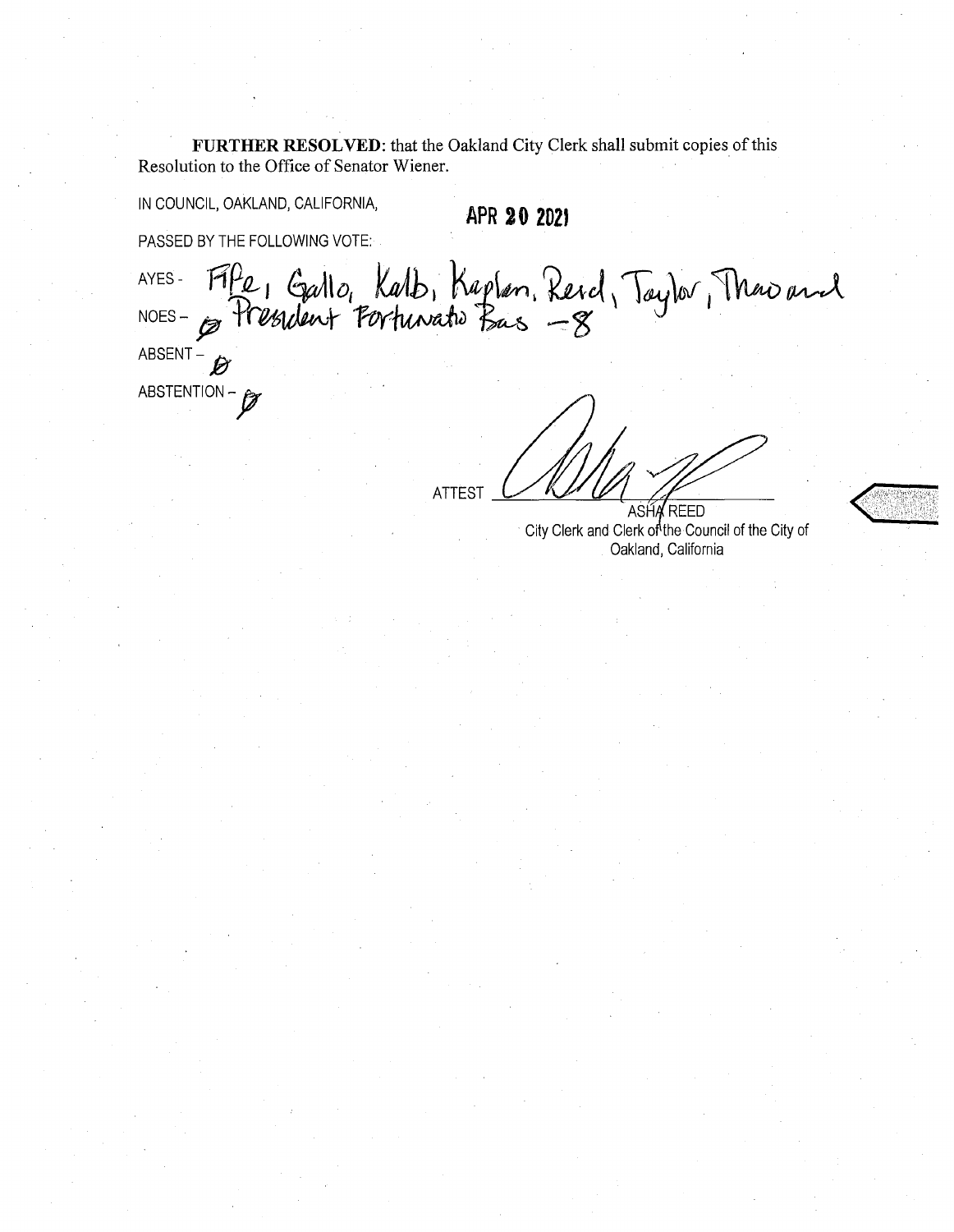**FURTHER RESOLVED**: that the Oakland City Clerk shall submit copies of this Resolution to the Office of Senator Wiener.

IN COUNCIL, OAKLAND, CALIFORNIA, APR 20 2021

PASSED BY THE FOLLOWING VOTE:

AYES - Fife, Gallo, Kalb, Kaplan, Reid, Taylor, Thao and President Fortunato Bas - 8

NOES - ∅

ABSENT - ∅

ABSTENTION - ∅

ATTEST

ASHA REED

City Clerk and Clerk of the Council of the City of Oakland, California